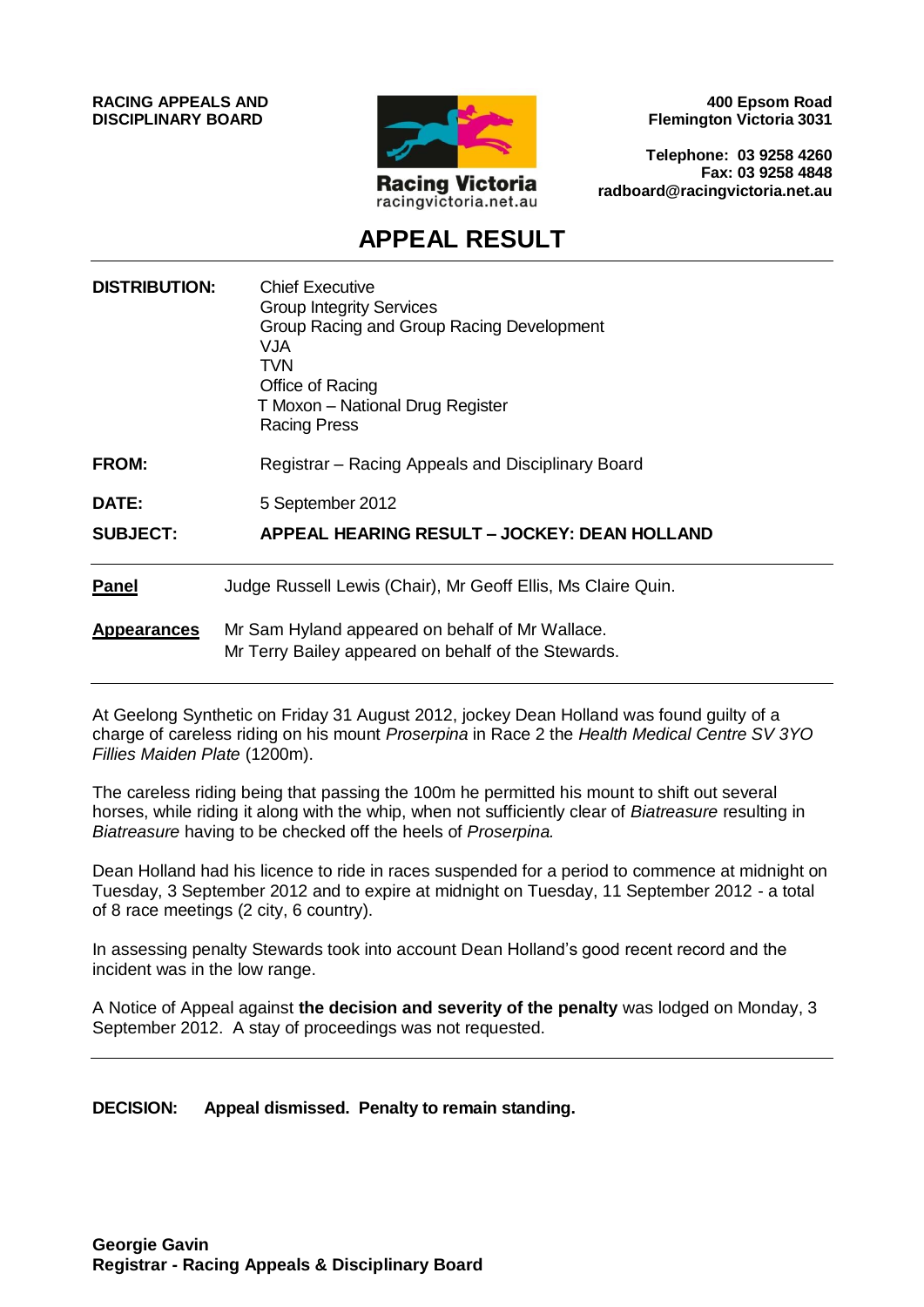**RACING APPEALS AND DISCIPLINARY BOARD**

Racing Victoria
racingvictoria.net.au

**400 Epsom Road**
**Flemington Victoria 3031**

**Telephone: 03 9258 4260**
**Fax: 03 9258 4848**
**radboard@racingvictoria.net.au**

# APPEAL RESULT

**DISTRIBUTION:** Chief Executive
Group Integrity Services
Group Racing and Group Racing Development
VJA
TVN
Office of Racing
T Moxon – National Drug Register
Racing Press

**FROM:** Registrar – Racing Appeals and Disciplinary Board

**DATE:** 5 September 2012

**SUBJECT:** **APPEAL HEARING RESULT – JOCKEY: DEAN HOLLAND**

---

**Panel** Judge Russell Lewis (Chair), Mr Geoff Ellis, Ms Claire Quin.

**Appearances** Mr Sam Hyland appeared on behalf of Mr Wallace.
Mr Terry Bailey appeared on behalf of the Stewards.

---

At Geelong Synthetic on Friday 31 August 2012, jockey Dean Holland was found guilty of a charge of careless riding on his mount *Proserpina* in Race 2 the *Health Medical Centre SV 3YO Fillies Maiden Plate* (1200m).

The careless riding being that passing the 100m he permitted his mount to shift out several horses, while riding it along with the whip, when not sufficiently clear of *Biatreasure* resulting in *Biatreasure* having to be checked off the heels of *Proserpina.*

Dean Holland had his licence to ride in races suspended for a period to commence at midnight on Tuesday, 3 September 2012 and to expire at midnight on Tuesday, 11 September 2012 - a total of 8 race meetings (2 city, 6 country).

In assessing penalty Stewards took into account Dean Holland's good recent record and the incident was in the low range.

A Notice of Appeal against **the decision and severity of the penalty** was lodged on Monday, 3 September 2012. A stay of proceedings was not requested.

---

**DECISION: Appeal dismissed. Penalty to remain standing.**

**Georgie Gavin**
**Registrar - Racing Appeals & Disciplinary Board**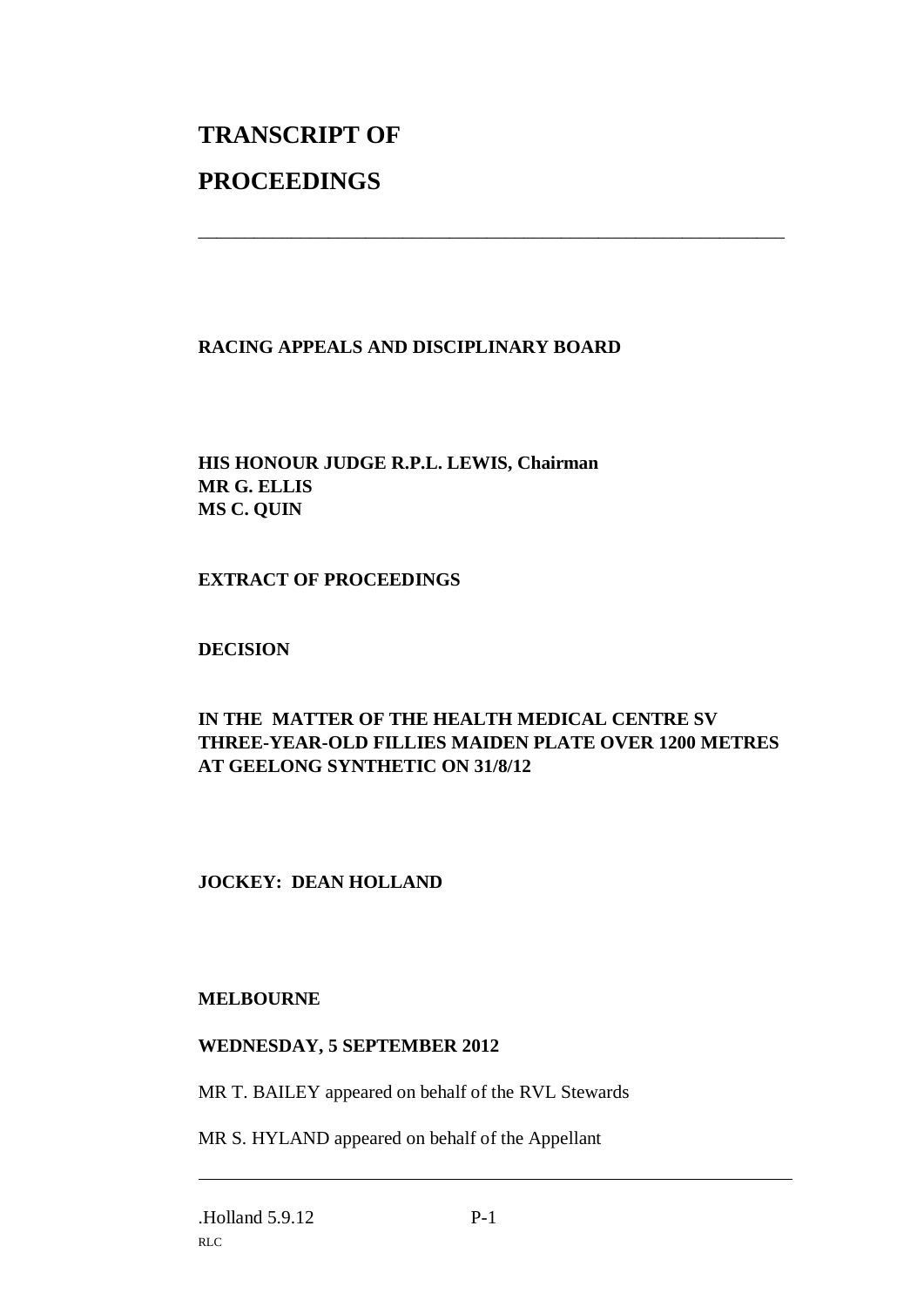# TRANSCRIPT OF

# PROCEEDINGS

---

**RACING APPEALS AND DISCIPLINARY BOARD**

**HIS HONOUR JUDGE R.P.L. LEWIS, Chairman**
**MR G. ELLIS**
**MS C. QUIN**

**EXTRACT OF PROCEEDINGS**

**DECISION**

**IN THE MATTER OF THE HEALTH MEDICAL CENTRE SV THREE-YEAR-OLD FILLIES MAIDEN PLATE OVER 1200 METRES AT GEELONG SYNTHETIC ON 31/8/12**

**JOCKEY: DEAN HOLLAND**

**MELBOURNE**

**WEDNESDAY, 5 SEPTEMBER 2012**

MR T. BAILEY appeared on behalf of the RVL Stewards

MR S. HYLAND appeared on behalf of the Appellant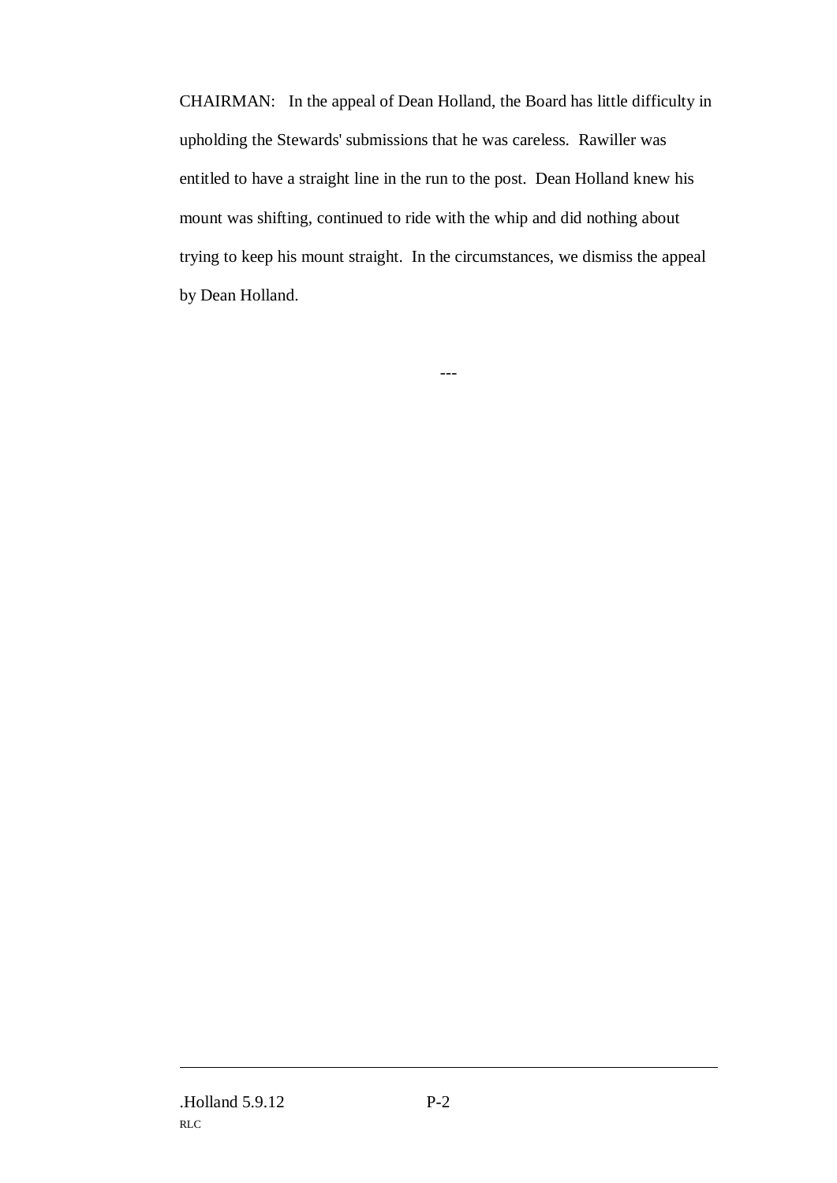CHAIRMAN: In the appeal of Dean Holland, the Board has little difficulty in upholding the Stewards' submissions that he was careless. Rawiller was entitled to have a straight line in the run to the post. Dean Holland knew his mount was shifting, continued to ride with the whip and did nothing about trying to keep his mount straight. In the circumstances, we dismiss the appeal by Dean Holland.

---